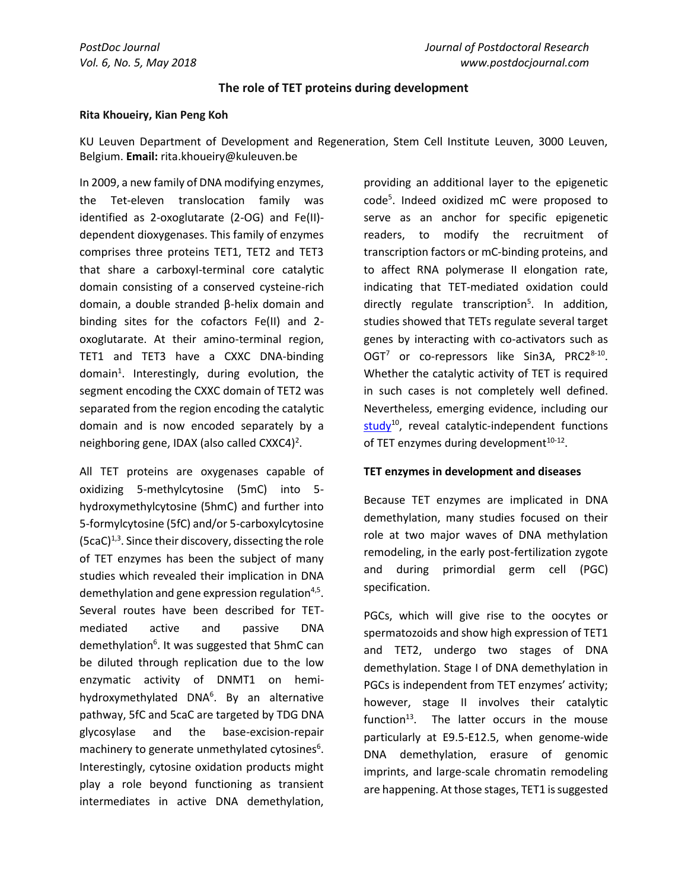# The role of TET proteins during development

**Rita Khoueiry, Kian Peng Koh**

KU Leuven Department of Development and Regeneration, Stem Cell Institute Leuven, 3000 Leuven, Belgium. **Email:** rita.khoueiry@kuleuven.be

In 2009, a new family of DNA modifying enzymes, the Tet-eleven translocation family was identified as 2-oxoglutarate (2-OG) and Fe(II)-dependent dioxygenases. This family of enzymes comprises three proteins TET1, TET2 and TET3 that share a carboxyl-terminal core catalytic domain consisting of a conserved cysteine-rich domain, a double stranded β-helix domain and binding sites for the cofactors Fe(II) and 2-oxoglutarate. At their amino-terminal region, TET1 and TET3 have a CXXC DNA-binding domain[1]. Interestingly, during evolution, the segment encoding the CXXC domain of TET2 was separated from the region encoding the catalytic domain and is now encoded separately by a neighboring gene, IDAX (also called CXXC4)[2].

All TET proteins are oxygenases capable of oxidizing 5-methylcytosine (5mC) into 5-hydroxymethylcytosine (5hmC) and further into 5-formylcytosine (5fC) and/or 5-carboxylcytosine (5caC)[1,3]. Since their discovery, dissecting the role of TET enzymes has been the subject of many studies which revealed their implication in DNA demethylation and gene expression regulation[4,5]. Several routes have been described for TET-mediated active and passive DNA demethylation[6]. It was suggested that 5hmC can be diluted through replication due to the low enzymatic activity of DNMT1 on hemi-hydroxymethylated DNA[6]. By an alternative pathway, 5fC and 5caC are targeted by TDG DNA glycosylase and the base-excision-repair machinery to generate unmethylated cytosines[6]. Interestingly, cytosine oxidation products might play a role beyond functioning as transient intermediates in active DNA demethylation, providing an additional layer to the epigenetic code[5]. Indeed oxidized mC were proposed to serve as an anchor for specific epigenetic readers, to modify the recruitment of transcription factors or mC-binding proteins, and to affect RNA polymerase II elongation rate, indicating that TET-mediated oxidation could directly regulate transcription[5]. In addition, studies showed that TETs regulate several target genes by interacting with co-activators such as OGT[7] or co-repressors like Sin3A, PRC2[8-10]. Whether the catalytic activity of TET is required in such cases is not completely well defined. Nevertheless, emerging evidence, including our study[10], reveal catalytic-independent functions of TET enzymes during development[10-12].

## TET enzymes in development and diseases

Because TET enzymes are implicated in DNA demethylation, many studies focused on their role at two major waves of DNA methylation remodeling, in the early post-fertilization zygote and during primordial germ cell (PGC) specification.

PGCs, which will give rise to the oocytes or spermatozoids and show high expression of TET1 and TET2, undergo two stages of DNA demethylation. Stage I of DNA demethylation in PGCs is independent from TET enzymes' activity; however, stage II involves their catalytic function[13]. The latter occurs in the mouse particularly at E9.5-E12.5, when genome-wide DNA demethylation, erasure of genomic imprints, and large-scale chromatin remodeling are happening. At those stages, TET1 is suggested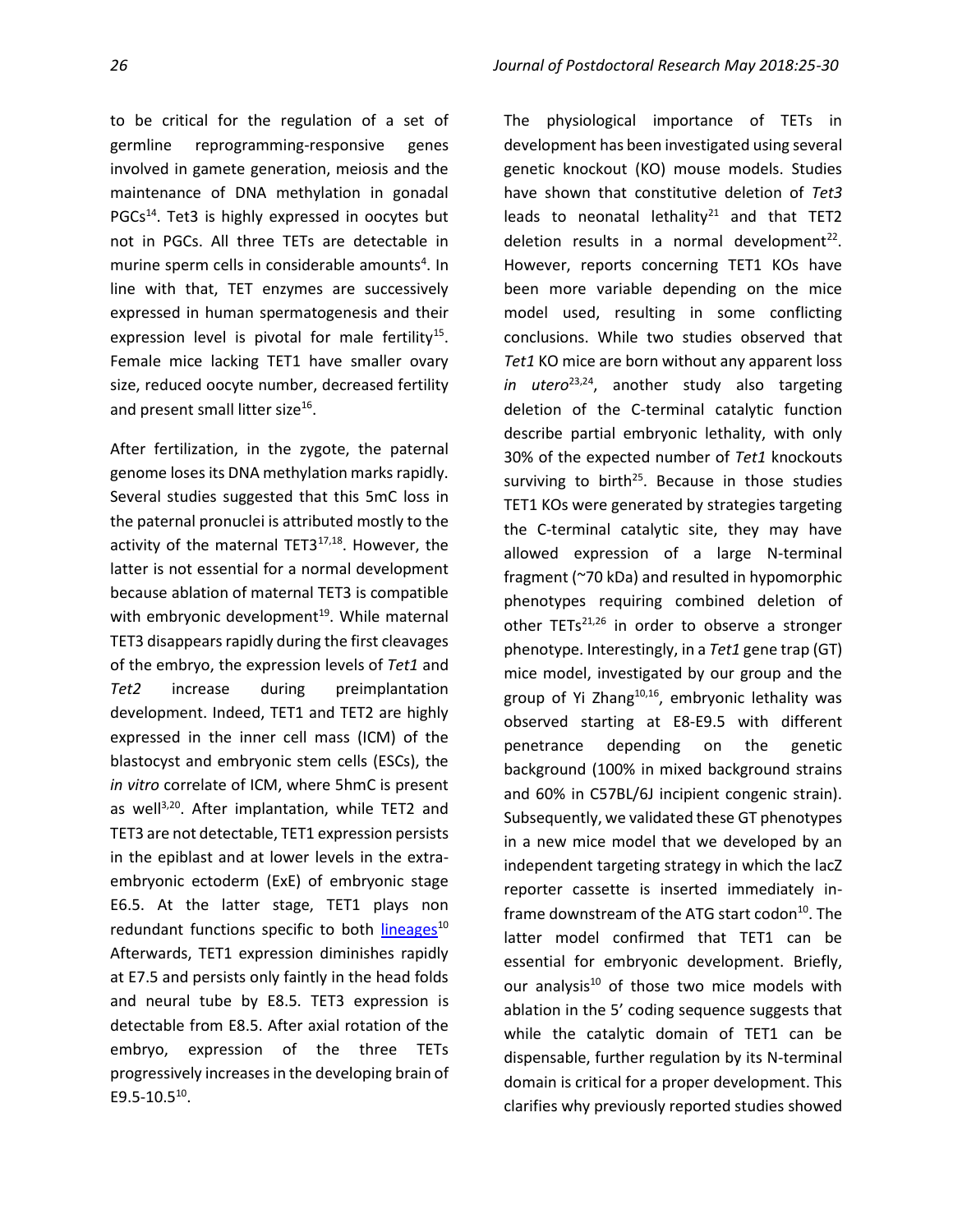to be critical for the regulation of a set of germline reprogramming-responsive genes involved in gamete generation, meiosis and the maintenance of DNA methylation in gonadal PGCs[14]. Tet3 is highly expressed in oocytes but not in PGCs. All three TETs are detectable in murine sperm cells in considerable amounts[4]. In line with that, TET enzymes are successively expressed in human spermatogenesis and their expression level is pivotal for male fertility[15]. Female mice lacking TET1 have smaller ovary size, reduced oocyte number, decreased fertility and present small litter size[16].

After fertilization, in the zygote, the paternal genome loses its DNA methylation marks rapidly. Several studies suggested that this 5mC loss in the paternal pronuclei is attributed mostly to the activity of the maternal TET3[17,18]. However, the latter is not essential for a normal development because ablation of maternal TET3 is compatible with embryonic development[19]. While maternal TET3 disappears rapidly during the first cleavages of the embryo, the expression levels of *Tet1* and *Tet2* increase during preimplantation development. Indeed, TET1 and TET2 are highly expressed in the inner cell mass (ICM) of the blastocyst and embryonic stem cells (ESCs), the *in vitro* correlate of ICM, where 5hmC is present as well[3,20]. After implantation, while TET2 and TET3 are not detectable, TET1 expression persists in the epiblast and at lower levels in the extra-embryonic ectoderm (ExE) of embryonic stage E6.5. At the latter stage, TET1 plays non redundant functions specific to both lineages[10] Afterwards, TET1 expression diminishes rapidly at E7.5 and persists only faintly in the head folds and neural tube by E8.5. TET3 expression is detectable from E8.5. After axial rotation of the embryo, expression of the three TETs progressively increases in the developing brain of E9.5-10.5[10].

The physiological importance of TETs in development has been investigated using several genetic knockout (KO) mouse models. Studies have shown that constitutive deletion of *Tet3* leads to neonatal lethality[21] and that TET2 deletion results in a normal development[22]. However, reports concerning TET1 KOs have been more variable depending on the mice model used, resulting in some conflicting conclusions. While two studies observed that *Tet1* KO mice are born without any apparent loss *in utero*[23,24], another study also targeting deletion of the C-terminal catalytic function describe partial embryonic lethality, with only 30% of the expected number of *Tet1* knockouts surviving to birth[25]. Because in those studies TET1 KOs were generated by strategies targeting the C-terminal catalytic site, they may have allowed expression of a large N-terminal fragment (~70 kDa) and resulted in hypomorphic phenotypes requiring combined deletion of other TETs[21,26] in order to observe a stronger phenotype. Interestingly, in a *Tet1* gene trap (GT) mice model, investigated by our group and the group of Yi Zhang[10,16], embryonic lethality was observed starting at E8-E9.5 with different penetrance depending on the genetic background (100% in mixed background strains and 60% in C57BL/6J incipient congenic strain). Subsequently, we validated these GT phenotypes in a new mice model that we developed by an independent targeting strategy in which the lacZ reporter cassette is inserted immediately in-frame downstream of the ATG start codon[10]. The latter model confirmed that TET1 can be essential for embryonic development. Briefly, our analysis[10] of those two mice models with ablation in the 5' coding sequence suggests that while the catalytic domain of TET1 can be dispensable, further regulation by its N-terminal domain is critical for a proper development. This clarifies why previously reported studies showed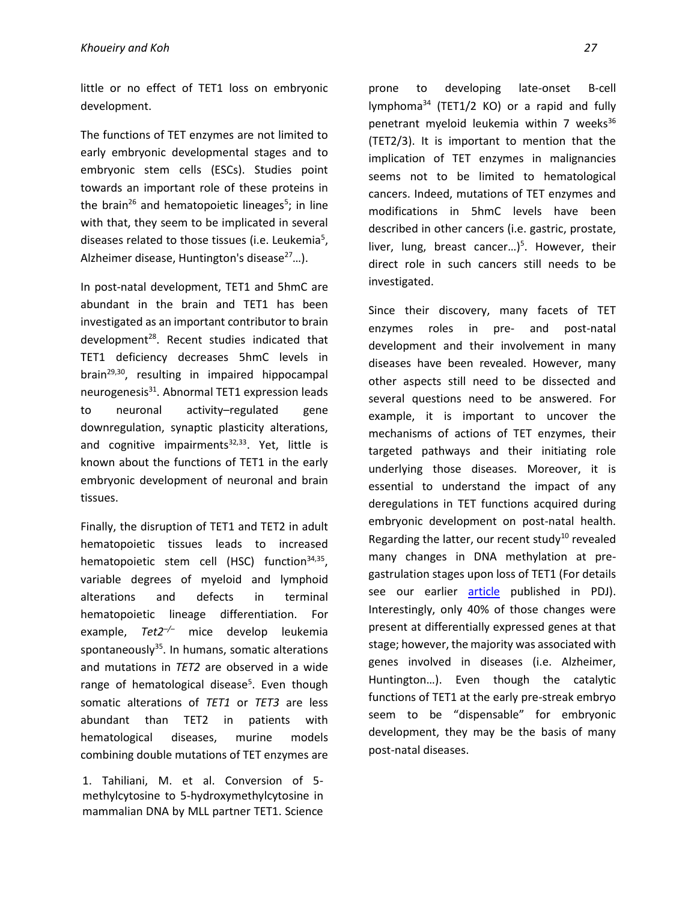little or no effect of TET1 loss on embryonic development.

The functions of TET enzymes are not limited to early embryonic developmental stages and to embryonic stem cells (ESCs). Studies point towards an important role of these proteins in the brain[26] and hematopoietic lineages[5]; in line with that, they seem to be implicated in several diseases related to those tissues (i.e. Leukemia[5], Alzheimer disease, Huntington's disease[27]…).

In post-natal development, TET1 and 5hmC are abundant in the brain and TET1 has been investigated as an important contributor to brain development[28]. Recent studies indicated that TET1 deficiency decreases 5hmC levels in brain[29,30], resulting in impaired hippocampal neurogenesis[31]. Abnormal TET1 expression leads to neuronal activity–regulated gene downregulation, synaptic plasticity alterations, and cognitive impairments[32,33]. Yet, little is known about the functions of TET1 in the early embryonic development of neuronal and brain tissues.

Finally, the disruption of TET1 and TET2 in adult hematopoietic tissues leads to increased hematopoietic stem cell (HSC) function[34,35], variable degrees of myeloid and lymphoid alterations and defects in terminal hematopoietic lineage differentiation. For example, *Tet2*$^{-/-}$ mice develop leukemia spontaneously[35]. In humans, somatic alterations and mutations in *TET2* are observed in a wide range of hematological disease[5]. Even though somatic alterations of *TET1* or *TET3* are less abundant than TET2 in patients with hematological diseases, murine models combining double mutations of TET enzymes are prone to developing late-onset B-cell lymphoma[34] (TET1/2 KO) or a rapid and fully penetrant myeloid leukemia within 7 weeks[36] (TET2/3). It is important to mention that the implication of TET enzymes in malignancies seems not to be limited to hematological cancers. Indeed, mutations of TET enzymes and modifications in 5hmC levels have been described in other cancers (i.e. gastric, prostate, liver, lung, breast cancer…)[5]. However, their direct role in such cancers still needs to be investigated.

Since their discovery, many facets of TET enzymes roles in pre- and post-natal development and their involvement in many diseases have been revealed. However, many other aspects still need to be dissected and several questions need to be answered. For example, it is important to uncover the mechanisms of actions of TET enzymes, their targeted pathways and their initiating role underlying those diseases. Moreover, it is essential to understand the impact of any deregulations in TET functions acquired during embryonic development on post-natal health. Regarding the latter, our recent study[10] revealed many changes in DNA methylation at pre-gastrulation stages upon loss of TET1 (For details see our earlier article published in PDJ). Interestingly, only 40% of those changes were present at differentially expressed genes at that stage; however, the majority was associated with genes involved in diseases (i.e. Alzheimer, Huntington…). Even though the catalytic functions of TET1 at the early pre-streak embryo seem to be "dispensable" for embryonic development, they may be the basis of many post-natal diseases.

1. Tahiliani, M. et al. Conversion of 5-methylcytosine to 5-hydroxymethylcytosine in mammalian DNA by MLL partner TET1. Science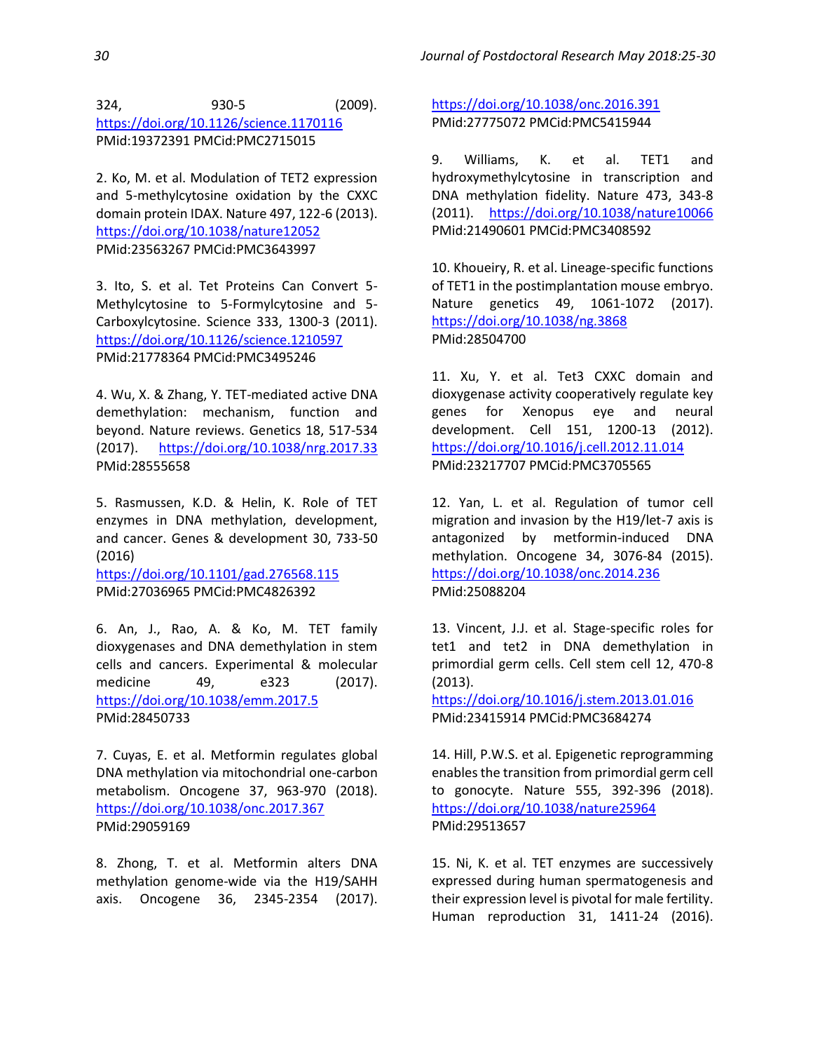324, 930-5 (2009). https://doi.org/10.1126/science.1170116 PMid:19372391 PMCid:PMC2715015

2. Ko, M. et al. Modulation of TET2 expression and 5-methylcytosine oxidation by the CXXC domain protein IDAX. Nature 497, 122-6 (2013). https://doi.org/10.1038/nature12052 PMid:23563267 PMCid:PMC3643997

3. Ito, S. et al. Tet Proteins Can Convert 5-Methylcytosine to 5-Formylcytosine and 5-Carboxylcytosine. Science 333, 1300-3 (2011). https://doi.org/10.1126/science.1210597 PMid:21778364 PMCid:PMC3495246

4. Wu, X. & Zhang, Y. TET-mediated active DNA demethylation: mechanism, function and beyond. Nature reviews. Genetics 18, 517-534 (2017). https://doi.org/10.1038/nrg.2017.33 PMid:28555658

5. Rasmussen, K.D. & Helin, K. Role of TET enzymes in DNA methylation, development, and cancer. Genes & development 30, 733-50 (2016) https://doi.org/10.1101/gad.276568.115 PMid:27036965 PMCid:PMC4826392

6. An, J., Rao, A. & Ko, M. TET family dioxygenases and DNA demethylation in stem cells and cancers. Experimental & molecular medicine 49, e323 (2017). https://doi.org/10.1038/emm.2017.5 PMid:28450733

7. Cuyas, E. et al. Metformin regulates global DNA methylation via mitochondrial one-carbon metabolism. Oncogene 37, 963-970 (2018). https://doi.org/10.1038/onc.2017.367 PMid:29059169

8. Zhong, T. et al. Metformin alters DNA methylation genome-wide via the H19/SAHH axis. Oncogene 36, 2345-2354 (2017). https://doi.org/10.1038/onc.2016.391 PMid:27775072 PMCid:PMC5415944

9. Williams, K. et al. TET1 and hydroxymethylcytosine in transcription and DNA methylation fidelity. Nature 473, 343-8 (2011). https://doi.org/10.1038/nature10066 PMid:21490601 PMCid:PMC3408592

10. Khoueiry, R. et al. Lineage-specific functions of TET1 in the postimplantation mouse embryo. Nature genetics 49, 1061-1072 (2017). https://doi.org/10.1038/ng.3868 PMid:28504700

11. Xu, Y. et al. Tet3 CXXC domain and dioxygenase activity cooperatively regulate key genes for Xenopus eye and neural development. Cell 151, 1200-13 (2012). https://doi.org/10.1016/j.cell.2012.11.014 PMid:23217707 PMCid:PMC3705565

12. Yan, L. et al. Regulation of tumor cell migration and invasion by the H19/let-7 axis is antagonized by metformin-induced DNA methylation. Oncogene 34, 3076-84 (2015). https://doi.org/10.1038/onc.2014.236 PMid:25088204

13. Vincent, J.J. et al. Stage-specific roles for tet1 and tet2 in DNA demethylation in primordial germ cells. Cell stem cell 12, 470-8 (2013). https://doi.org/10.1016/j.stem.2013.01.016 PMid:23415914 PMCid:PMC3684274

14. Hill, P.W.S. et al. Epigenetic reprogramming enables the transition from primordial germ cell to gonocyte. Nature 555, 392-396 (2018). https://doi.org/10.1038/nature25964 PMid:29513657

15. Ni, K. et al. TET enzymes are successively expressed during human spermatogenesis and their expression level is pivotal for male fertility. Human reproduction 31, 1411-24 (2016).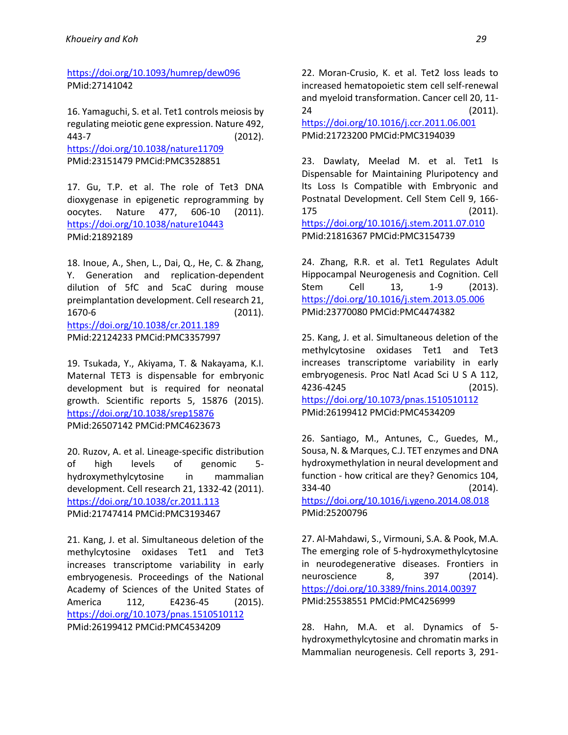https://doi.org/10.1093/humrep/dew096
PMid:27141042

16. Yamaguchi, S. et al. Tet1 controls meiosis by regulating meiotic gene expression. Nature 492, 443-7 (2012). https://doi.org/10.1038/nature11709
PMid:23151479 PMCid:PMC3528851

17. Gu, T.P. et al. The role of Tet3 DNA dioxygenase in epigenetic reprogramming by oocytes. Nature 477, 606-10 (2011). https://doi.org/10.1038/nature10443
PMid:21892189

18. Inoue, A., Shen, L., Dai, Q., He, C. & Zhang, Y. Generation and replication-dependent dilution of 5fC and 5caC during mouse preimplantation development. Cell research 21, 1670-6 (2011). https://doi.org/10.1038/cr.2011.189
PMid:22124233 PMCid:PMC3357997

19. Tsukada, Y., Akiyama, T. & Nakayama, K.I. Maternal TET3 is dispensable for embryonic development but is required for neonatal growth. Scientific reports 5, 15876 (2015). https://doi.org/10.1038/srep15876
PMid:26507142 PMCid:PMC4623673

20. Ruzov, A. et al. Lineage-specific distribution of high levels of genomic 5-hydroxymethylcytosine in mammalian development. Cell research 21, 1332-42 (2011). https://doi.org/10.1038/cr.2011.113
PMid:21747414 PMCid:PMC3193467

21. Kang, J. et al. Simultaneous deletion of the methylcytosine oxidases Tet1 and Tet3 increases transcriptome variability in early embryogenesis. Proceedings of the National Academy of Sciences of the United States of America 112, E4236-45 (2015). https://doi.org/10.1073/pnas.1510510112
PMid:26199412 PMCid:PMC4534209

22. Moran-Crusio, K. et al. Tet2 loss leads to increased hematopoietic stem cell self-renewal and myeloid transformation. Cancer cell 20, 11-24 (2011). https://doi.org/10.1016/j.ccr.2011.06.001
PMid:21723200 PMCid:PMC3194039

23. Dawlaty, Meelad M. et al. Tet1 Is Dispensable for Maintaining Pluripotency and Its Loss Is Compatible with Embryonic and Postnatal Development. Cell Stem Cell 9, 166-175 (2011). https://doi.org/10.1016/j.stem.2011.07.010
PMid:21816367 PMCid:PMC3154739

24. Zhang, R.R. et al. Tet1 Regulates Adult Hippocampal Neurogenesis and Cognition. Cell Stem Cell 13, 1-9 (2013). https://doi.org/10.1016/j.stem.2013.05.006
PMid:23770080 PMCid:PMC4474382

25. Kang, J. et al. Simultaneous deletion of the methylcytosine oxidases Tet1 and Tet3 increases transcriptome variability in early embryogenesis. Proc Natl Acad Sci U S A 112, 4236-4245 (2015). https://doi.org/10.1073/pnas.1510510112
PMid:26199412 PMCid:PMC4534209

26. Santiago, M., Antunes, C., Guedes, M., Sousa, N. & Marques, C.J. TET enzymes and DNA hydroxymethylation in neural development and function - how critical are they? Genomics 104, 334-40 (2014). https://doi.org/10.1016/j.ygeno.2014.08.018
PMid:25200796

27. Al-Mahdawi, S., Virmouni, S.A. & Pook, M.A. The emerging role of 5-hydroxymethylcytosine in neurodegenerative diseases. Frontiers in neuroscience 8, 397 (2014). https://doi.org/10.3389/fnins.2014.00397
PMid:25538551 PMCid:PMC4256999

28. Hahn, M.A. et al. Dynamics of 5-hydroxymethylcytosine and chromatin marks in Mammalian neurogenesis. Cell reports 3, 291-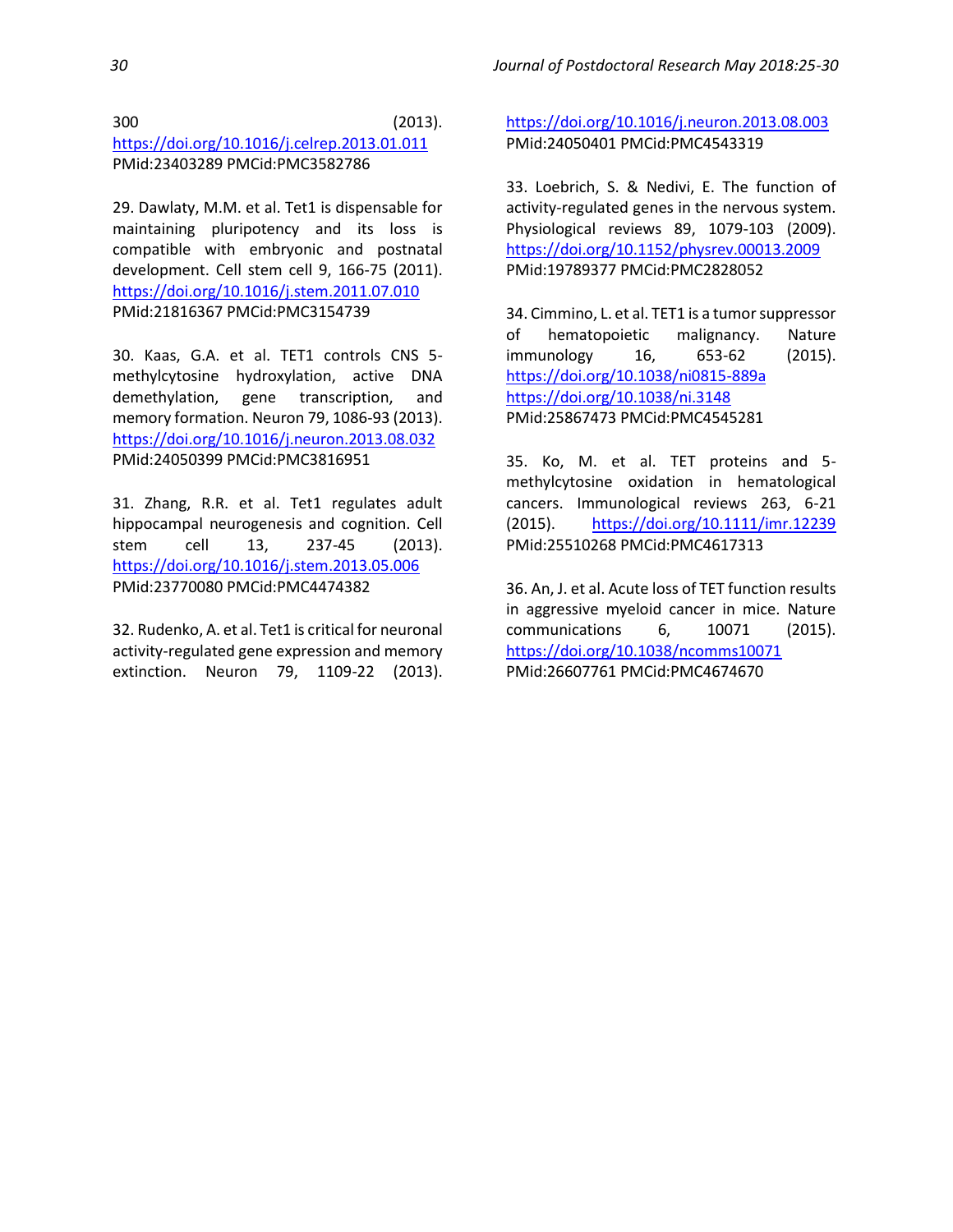300 (2013). https://doi.org/10.1016/j.celrep.2013.01.011 PMid:23403289 PMCid:PMC3582786

29. Dawlaty, M.M. et al. Tet1 is dispensable for maintaining pluripotency and its loss is compatible with embryonic and postnatal development. Cell stem cell 9, 166-75 (2011). https://doi.org/10.1016/j.stem.2011.07.010 PMid:21816367 PMCid:PMC3154739

30. Kaas, G.A. et al. TET1 controls CNS 5-methylcytosine hydroxylation, active DNA demethylation, gene transcription, and memory formation. Neuron 79, 1086-93 (2013). https://doi.org/10.1016/j.neuron.2013.08.032 PMid:24050399 PMCid:PMC3816951

31. Zhang, R.R. et al. Tet1 regulates adult hippocampal neurogenesis and cognition. Cell stem cell 13, 237-45 (2013). https://doi.org/10.1016/j.stem.2013.05.006 PMid:23770080 PMCid:PMC4474382

32. Rudenko, A. et al. Tet1 is critical for neuronal activity-regulated gene expression and memory extinction. Neuron 79, 1109-22 (2013). https://doi.org/10.1016/j.neuron.2013.08.003 PMid:24050401 PMCid:PMC4543319

33. Loebrich, S. & Nedivi, E. The function of activity-regulated genes in the nervous system. Physiological reviews 89, 1079-103 (2009). https://doi.org/10.1152/physrev.00013.2009 PMid:19789377 PMCid:PMC2828052

34. Cimmino, L. et al. TET1 is a tumor suppressor of hematopoietic malignancy. Nature immunology 16, 653-62 (2015). https://doi.org/10.1038/ni0815-889a https://doi.org/10.1038/ni.3148 PMid:25867473 PMCid:PMC4545281

35. Ko, M. et al. TET proteins and 5-methylcytosine oxidation in hematological cancers. Immunological reviews 263, 6-21 (2015). https://doi.org/10.1111/imr.12239 PMid:25510268 PMCid:PMC4617313

36. An, J. et al. Acute loss of TET function results in aggressive myeloid cancer in mice. Nature communications 6, 10071 (2015). https://doi.org/10.1038/ncomms10071 PMid:26607761 PMCid:PMC4674670